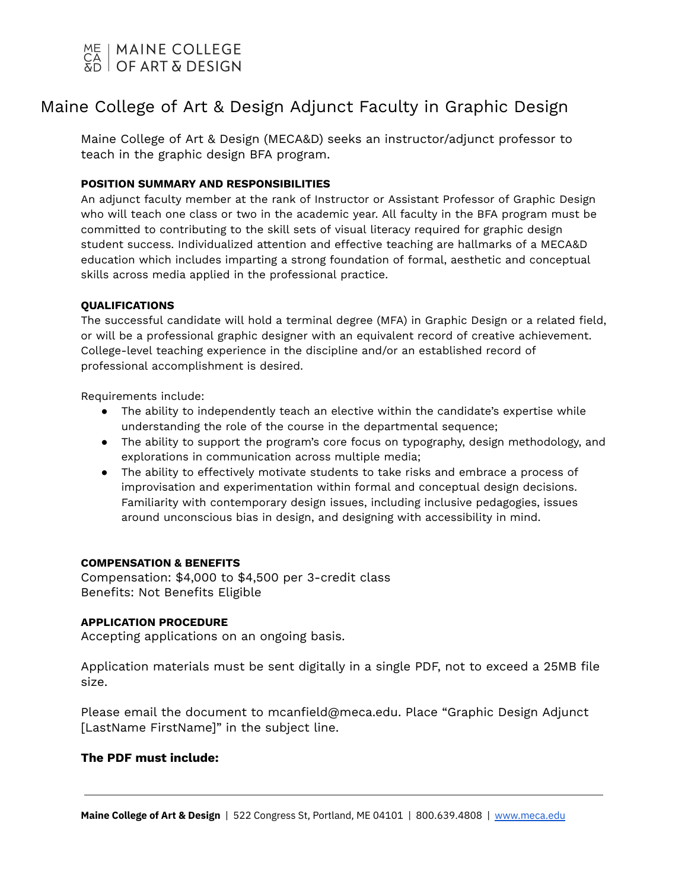MAINE COLLEGE OF ART & DESIGN

# Maine College of Art & Design Adjunct Faculty in Graphic Design

Maine College of Art & Design (MECA&D) seeks an instructor/adjunct professor to teach in the graphic design BFA program.

**POSITION SUMMARY AND RESPONSIBILITIES**

An adjunct faculty member at the rank of Instructor or Assistant Professor of Graphic Design who will teach one class or two in the academic year. All faculty in the BFA program must be committed to contributing to the skill sets of visual literacy required for graphic design student success. Individualized attention and effective teaching are hallmarks of a MECA&D education which includes imparting a strong foundation of formal, aesthetic and conceptual skills across media applied in the professional practice.

**QUALIFICATIONS**

The successful candidate will hold a terminal degree (MFA) in Graphic Design or a related field, or will be a professional graphic designer with an equivalent record of creative achievement. College-level teaching experience in the discipline and/or an established record of professional accomplishment is desired.

Requirements include:

- The ability to independently teach an elective within the candidate's expertise while understanding the role of the course in the departmental sequence;
- The ability to support the program's core focus on typography, design methodology, and explorations in communication across multiple media;
- The ability to effectively motivate students to take risks and embrace a process of improvisation and experimentation within formal and conceptual design decisions. Familiarity with contemporary design issues, including inclusive pedagogies, issues around unconscious bias in design, and designing with accessibility in mind.

**COMPENSATION & BENEFITS**

Compensation: $4,000 to $4,500 per 3-credit class
Benefits: Not Benefits Eligible

**APPLICATION PROCEDURE**

Accepting applications on an ongoing basis.

Application materials must be sent digitally in a single PDF, not to exceed a 25MB file size.

Please email the document to mcanfield@meca.edu. Place "Graphic Design Adjunct [LastName FirstName]" in the subject line.

**The PDF must include:**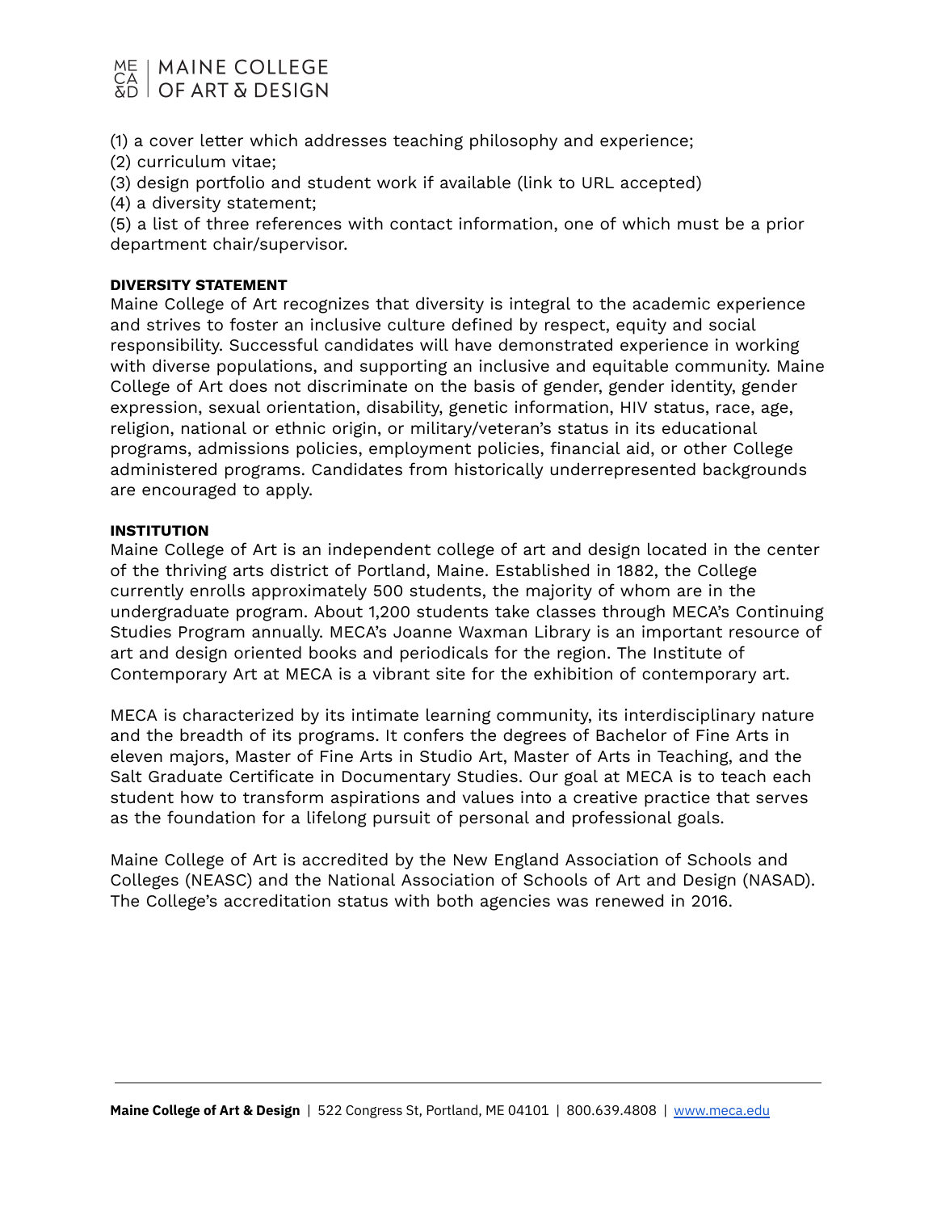(1) a cover letter which addresses teaching philosophy and experience;
(2) curriculum vitae;
(3) design portfolio and student work if available (link to URL accepted)
(4) a diversity statement;
(5) a list of three references with contact information, one of which must be a prior department chair/supervisor.

**DIVERSITY STATEMENT**

Maine College of Art recognizes that diversity is integral to the academic experience and strives to foster an inclusive culture defined by respect, equity and social responsibility. Successful candidates will have demonstrated experience in working with diverse populations, and supporting an inclusive and equitable community. Maine College of Art does not discriminate on the basis of gender, gender identity, gender expression, sexual orientation, disability, genetic information, HIV status, race, age, religion, national or ethnic origin, or military/veteran's status in its educational programs, admissions policies, employment policies, financial aid, or other College administered programs. Candidates from historically underrepresented backgrounds are encouraged to apply.

**INSTITUTION**

Maine College of Art is an independent college of art and design located in the center of the thriving arts district of Portland, Maine. Established in 1882, the College currently enrolls approximately 500 students, the majority of whom are in the undergraduate program. About 1,200 students take classes through MECA's Continuing Studies Program annually. MECA's Joanne Waxman Library is an important resource of art and design oriented books and periodicals for the region. The Institute of Contemporary Art at MECA is a vibrant site for the exhibition of contemporary art.

MECA is characterized by its intimate learning community, its interdisciplinary nature and the breadth of its programs. It confers the degrees of Bachelor of Fine Arts in eleven majors, Master of Fine Arts in Studio Art, Master of Arts in Teaching, and the Salt Graduate Certificate in Documentary Studies. Our goal at MECA is to teach each student how to transform aspirations and values into a creative practice that serves as the foundation for a lifelong pursuit of personal and professional goals.

Maine College of Art is accredited by the New England Association of Schools and Colleges (NEASC) and the National Association of Schools of Art and Design (NASAD). The College's accreditation status with both agencies was renewed in 2016.